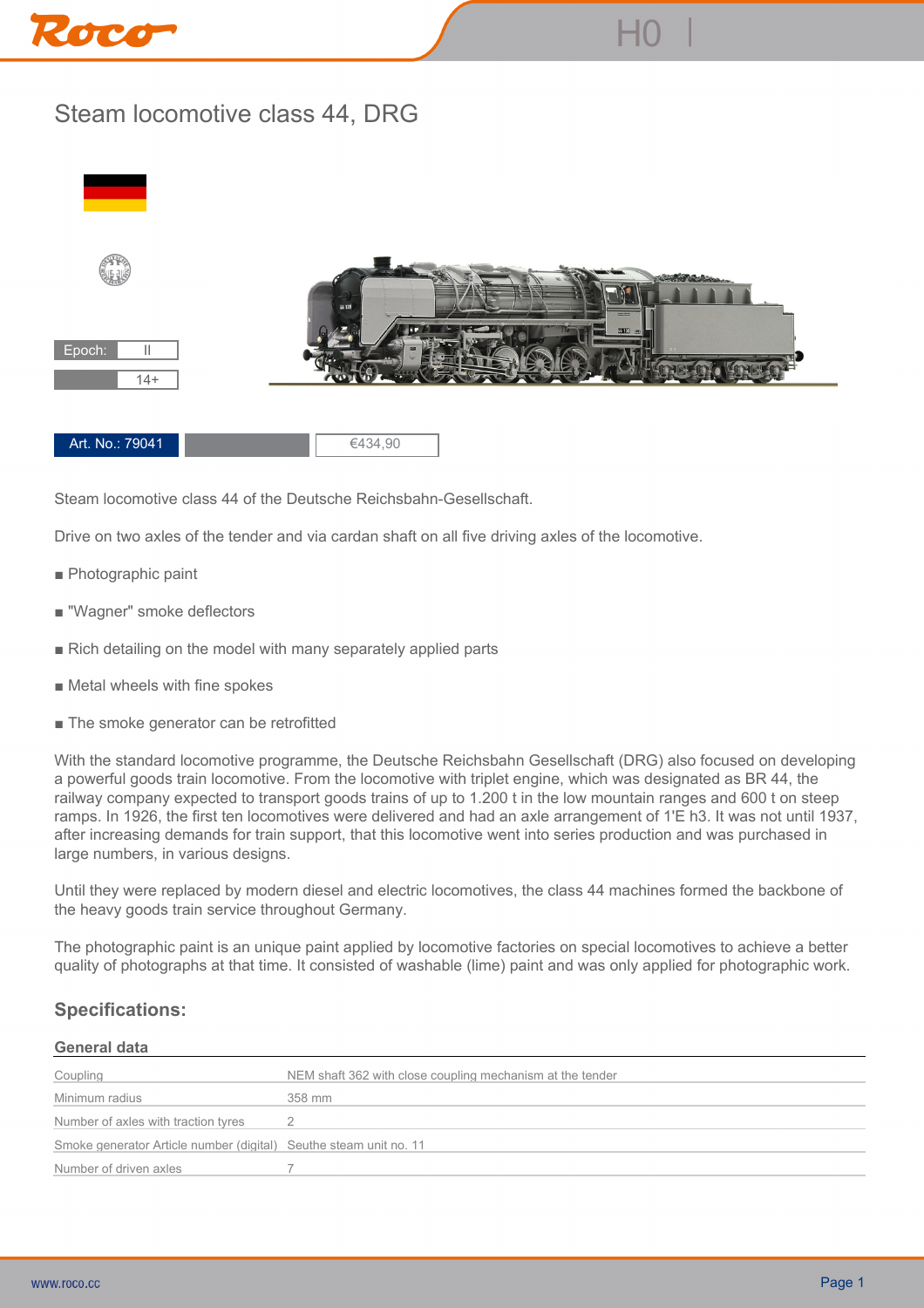H0

# Steam locomotive class 44, DRG

| Epoch: | II |
|---|---|
| | 14+ |

Art. No.: 79041 | | €434,90

Steam locomotive class 44 of the Deutsche Reichsbahn-Gesellschaft.

Drive on two axles of the tender and via cardan shaft on all five driving axles of the locomotive.

- Photographic paint
- "Wagner" smoke deflectors
- Rich detailing on the model with many separately applied parts
- Metal wheels with fine spokes
- The smoke generator can be retrofitted

With the standard locomotive programme, the Deutsche Reichsbahn Gesellschaft (DRG) also focused on developing a powerful goods train locomotive. From the locomotive with triplet engine, which was designated as BR 44, the railway company expected to transport goods trains of up to 1.200 t in the low mountain ranges and 600 t on steep ramps. In 1926, the first ten locomotives were delivered and had an axle arrangement of 1'E h3. It was not until 1937, after increasing demands for train support, that this locomotive went into series production and was purchased in large numbers, in various designs.

Until they were replaced by modern diesel and electric locomotives, the class 44 machines formed the backbone of the heavy goods train service throughout Germany.

The photographic paint is an unique paint applied by locomotive factories on special locomotives to achieve a better quality of photographs at that time. It consisted of washable (lime) paint and was only applied for photographic work.

## Specifications:

### General data

| | |
|---|---|
| Coupling | NEM shaft 362 with close coupling mechanism at the tender |
| Minimum radius | 358 mm |
| Number of axles with traction tyres | 2 |
| Smoke generator Article number (digital) | Seuthe steam unit no. 11 |
| Number of driven axles | 7 |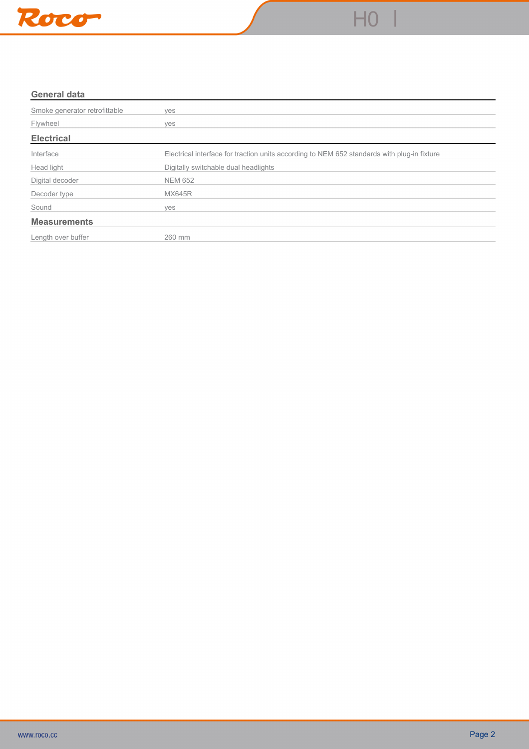## General data

| | |
|---|---|
| Smoke generator retrofittable | yes |
| Flywheel | yes |

## Electrical

| | |
|---|---|
| Interface | Electrical interface for traction units according to NEM 652 standards with plug-in fixture |
| Head light | Digitally switchable dual headlights |
| Digital decoder | NEM 652 |
| Decoder type | MX645R |
| Sound | yes |

## Measurements

| | |
|---|---|
| Length over buffer | 260 mm |